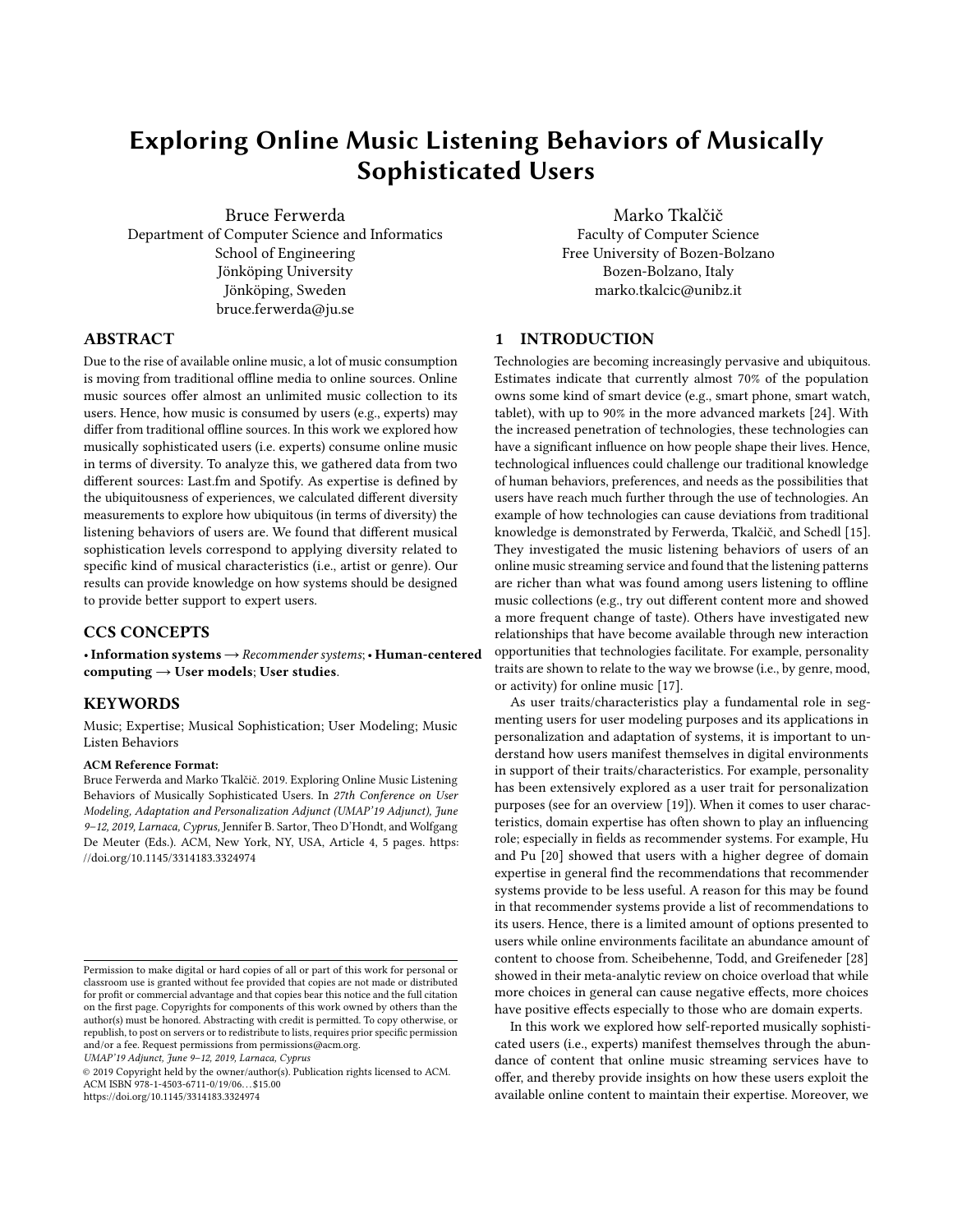# Exploring Online Music Listening Behaviors of Musically Sophisticated Users

Bruce Ferwerda
Department of Computer Science and Informatics
School of Engineering
Jönköping University
Jönköping, Sweden
bruce.ferwerda@ju.se

Marko Tkalčič
Faculty of Computer Science
Free University of Bozen-Bolzano
Bozen-Bolzano, Italy
marko.tkalcic@unibz.it

## ABSTRACT

Due to the rise of available online music, a lot of music consumption is moving from traditional offline media to online sources. Online music sources offer almost an unlimited music collection to its users. Hence, how music is consumed by users (e.g., experts) may differ from traditional offline sources. In this work we explored how musically sophisticated users (i.e. experts) consume online music in terms of diversity. To analyze this, we gathered data from two different sources: Last.fm and Spotify. As expertise is defined by the ubiquitousness of experiences, we calculated different diversity measurements to explore how ubiquitous (in terms of diversity) the listening behaviors of users are. We found that different musical sophistication levels correspond to applying diversity related to specific kind of musical characteristics (i.e., artist or genre). Our results can provide knowledge on how systems should be designed to provide better support to expert users.

## CCS CONCEPTS

• **Information systems** → *Recommender systems*; • **Human-centered computing** → **User models**; **User studies**.

## KEYWORDS

Music; Expertise; Musical Sophistication; User Modeling; Music Listen Behaviors

**ACM Reference Format:**
Bruce Ferwerda and Marko Tkalčič. 2019. Exploring Online Music Listening Behaviors of Musically Sophisticated Users. In *27th Conference on User Modeling, Adaptation and Personalization Adjunct (UMAP'19 Adjunct), June 9–12, 2019, Larnaca, Cyprus,* Jennifer B. Sartor, Theo D'Hondt, and Wolfgang De Meuter (Eds.). ACM, New York, NY, USA, Article 4, 5 pages. https://doi.org/10.1145/3314183.3324974

Permission to make digital or hard copies of all or part of this work for personal or classroom use is granted without fee provided that copies are not made or distributed for profit or commercial advantage and that copies bear this notice and the full citation on the first page. Copyrights for components of this work owned by others than the author(s) must be honored. Abstracting with credit is permitted. To copy otherwise, or republish, to post on servers or to redistribute to lists, requires prior specific permission and/or a fee. Request permissions from permissions@acm.org.
*UMAP'19 Adjunct, June 9–12, 2019, Larnaca, Cyprus*
© 2019 Copyright held by the owner/author(s). Publication rights licensed to ACM.
ACM ISBN 978-1-4503-6711-0/19/06...$15.00
https://doi.org/10.1145/3314183.3324974

## 1 INTRODUCTION

Technologies are becoming increasingly pervasive and ubiquitous. Estimates indicate that currently almost 70% of the population owns some kind of smart device (e.g., smart phone, smart watch, tablet), with up to 90% in the more advanced markets [24]. With the increased penetration of technologies, these technologies can have a significant influence on how people shape their lives. Hence, technological influences could challenge our traditional knowledge of human behaviors, preferences, and needs as the possibilities that users have reach much further through the use of technologies. An example of how technologies can cause deviations from traditional knowledge is demonstrated by Ferwerda, Tkalčič, and Schedl [15]. They investigated the music listening behaviors of users of an online music streaming service and found that the listening patterns are richer than what was found among users listening to offline music collections (e.g., try out different content more and showed a more frequent change of taste). Others have investigated new relationships that have become available through new interaction opportunities that technologies facilitate. For example, personality traits are shown to relate to the way we browse (i.e., by genre, mood, or activity) for online music [17].

As user traits/characteristics play a fundamental role in segmenting users for user modeling purposes and its applications in personalization and adaptation of systems, it is important to understand how users manifest themselves in digital environments in support of their traits/characteristics. For example, personality has been extensively explored as a user trait for personalization purposes (see for an overview [19]). When it comes to user characteristics, domain expertise has often shown to play an influencing role; especially in fields as recommender systems. For example, Hu and Pu [20] showed that users with a higher degree of domain expertise in general find the recommendations that recommender systems provide to be less useful. A reason for this may be found in that recommender systems provide a list of recommendations to its users. Hence, there is a limited amount of options presented to users while online environments facilitate an abundance amount of content to choose from. Scheibehenne, Todd, and Greifeneder [28] showed in their meta-analytic review on choice overload that while more choices in general can cause negative effects, more choices have positive effects especially to those who are domain experts.

In this work we explored how self-reported musically sophisticated users (i.e., experts) manifest themselves through the abundance of content that online music streaming services have to offer, and thereby provide insights on how these users exploit the available online content to maintain their expertise. Moreover, we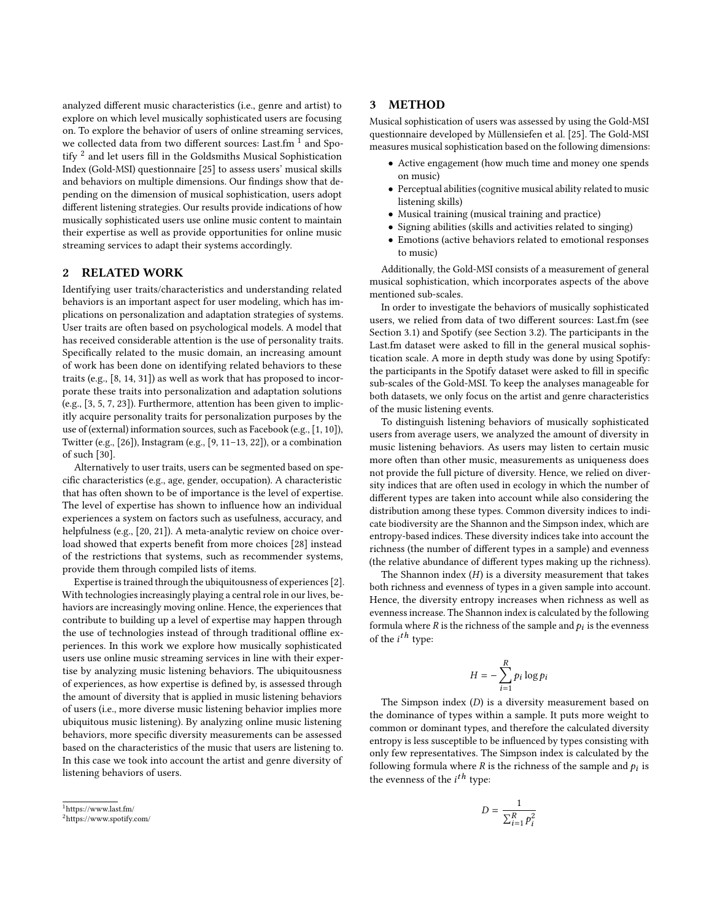analyzed different music characteristics (i.e., genre and artist) to explore on which level musically sophisticated users are focusing on. To explore the behavior of users of online streaming services, we collected data from two different sources: Last.fm [1] and Spotify [2] and let users fill in the Goldsmiths Musical Sophistication Index (Gold-MSI) questionnaire [25] to assess users' musical skills and behaviors on multiple dimensions. Our findings show that depending on the dimension of musical sophistication, users adopt different listening strategies. Our results provide indications of how musically sophisticated users use online music content to maintain their expertise as well as provide opportunities for online music streaming services to adapt their systems accordingly.

## 2 RELATED WORK

Identifying user traits/characteristics and understanding related behaviors is an important aspect for user modeling, which has implications on personalization and adaptation strategies of systems. User traits are often based on psychological models. A model that has received considerable attention is the use of personality traits. Specifically related to the music domain, an increasing amount of work has been done on identifying related behaviors to these traits (e.g., [8, 14, 31]) as well as work that has proposed to incorporate these traits into personalization and adaptation solutions (e.g., [3, 5, 7, 23]). Furthermore, attention has been given to implicitly acquire personality traits for personalization purposes by the use of (external) information sources, such as Facebook (e.g., [1, 10]), Twitter (e.g., [26]), Instagram (e.g., [9, 11–13, 22]), or a combination of such [30].

Alternatively to user traits, users can be segmented based on specific characteristics (e.g., age, gender, occupation). A characteristic that has often shown to be of importance is the level of expertise. The level of expertise has shown to influence how an individual experiences a system on factors such as usefulness, accuracy, and helpfulness (e.g., [20, 21]). A meta-analytic review on choice overload showed that experts benefit from more choices [28] instead of the restrictions that systems, such as recommender systems, provide them through compiled lists of items.

Expertise is trained through the ubiquitousness of experiences [2]. With technologies increasingly playing a central role in our lives, behaviors are increasingly moving online. Hence, the experiences that contribute to building up a level of expertise may happen through the use of technologies instead of through traditional offline experiences. In this work we explore how musically sophisticated users use online music streaming services in line with their expertise by analyzing music listening behaviors. The ubiquitousness of experiences, as how expertise is defined by, is assessed through the amount of diversity that is applied in music listening behaviors of users (i.e., more diverse music listening behavior implies more ubiquitous music listening). By analyzing online music listening behaviors, more specific diversity measurements can be assessed based on the characteristics of the music that users are listening to. In this case we took into account the artist and genre diversity of listening behaviors of users.

[1] https://www.last.fm/

[2] https://www.spotify.com/

## 3 METHOD

Musical sophistication of users was assessed by using the Gold-MSI questionnaire developed by Müllensiefen et al. [25]. The Gold-MSI measures musical sophistication based on the following dimensions:

- Active engagement (how much time and money one spends on music)
- Perceptual abilities (cognitive musical ability related to music listening skills)
- Musical training (musical training and practice)
- Signing abilities (skills and activities related to singing)
- Emotions (active behaviors related to emotional responses to music)

Additionally, the Gold-MSI consists of a measurement of general musical sophistication, which incorporates aspects of the above mentioned sub-scales.

In order to investigate the behaviors of musically sophisticated users, we relied from data of two different sources: Last.fm (see Section 3.1) and Spotify (see Section 3.2). The participants in the Last.fm dataset were asked to fill in the general musical sophistication scale. A more in depth study was done by using Spotify: the participants in the Spotify dataset were asked to fill in specific sub-scales of the Gold-MSI. To keep the analyses manageable for both datasets, we only focus on the artist and genre characteristics of the music listening events.

To distinguish listening behaviors of musically sophisticated users from average users, we analyzed the amount of diversity in music listening behaviors. As users may listen to certain music more often than other music, measurements as uniqueness does not provide the full picture of diversity. Hence, we relied on diversity indices that are often used in ecology in which the number of different types are taken into account while also considering the distribution among these types. Common diversity indices to indicate biodiversity are the Shannon and the Simpson index, which are entropy-based indices. These diversity indices take into account the richness (the number of different types in a sample) and evenness (the relative abundance of different types making up the richness).

The Shannon index ($H$) is a diversity measurement that takes both richness and evenness of types in a given sample into account. Hence, the diversity entropy increases when richness as well as evenness increase. The Shannon index is calculated by the following formula where $R$ is the richness of the sample and $p_i$ is the evenness of the $i^{th}$ type:

$$H = -\sum_{i=1}^{R} p_i \log p_i$$

The Simpson index ($D$) is a diversity measurement based on the dominance of types within a sample. It puts more weight to common or dominant types, and therefore the calculated diversity entropy is less susceptible to be influenced by types consisting with only few representatives. The Simpson index is calculated by the following formula where $R$ is the richness of the sample and $p_i$ is the evenness of the $i^{th}$ type:

$$D = \frac{1}{\sum_{i=1}^{R} p_i^2}$$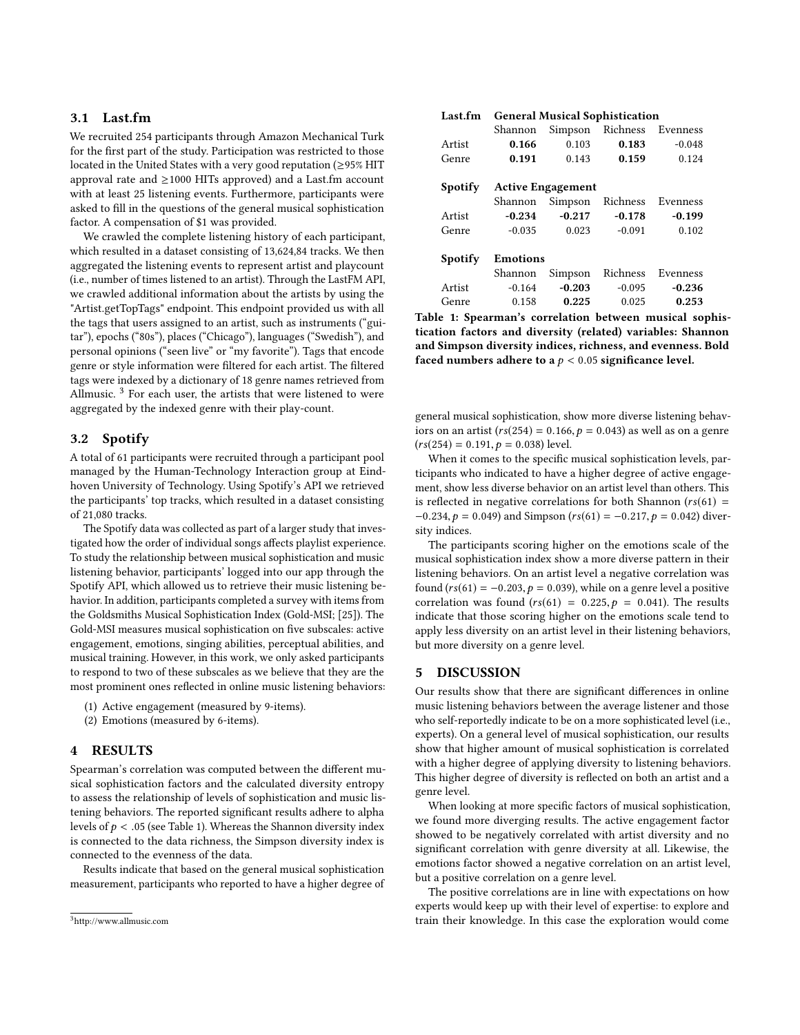### 3.1 Last.fm

We recruited 254 participants through Amazon Mechanical Turk for the first part of the study. Participation was restricted to those located in the United States with a very good reputation (≥95% HIT approval rate and ≥1000 HITs approved) and a Last.fm account with at least 25 listening events. Furthermore, participants were asked to fill in the questions of the general musical sophistication factor. A compensation of $1 was provided.

We crawled the complete listening history of each participant, which resulted in a dataset consisting of 13,624,84 tracks. We then aggregated the listening events to represent artist and playcount (i.e., number of times listened to an artist). Through the LastFM API, we crawled additional information about the artists by using the "Artist.getTopTags" endpoint. This endpoint provided us with all the tags that users assigned to an artist, such as instruments ("guitar"), epochs ("80s"), places ("Chicago"), languages ("Swedish"), and personal opinions ("seen live" or "my favorite"). Tags that encode genre or style information were filtered for each artist. The filtered tags were indexed by a dictionary of 18 genre names retrieved from Allmusic. [3] For each user, the artists that were listened to were aggregated by the indexed genre with their play-count.

### 3.2 Spotify

A total of 61 participants were recruited through a participant pool managed by the Human-Technology Interaction group at Eindhoven University of Technology. Using Spotify's API we retrieved the participants' top tracks, which resulted in a dataset consisting of 21,080 tracks.

The Spotify data was collected as part of a larger study that investigated how the order of individual songs affects playlist experience. To study the relationship between musical sophistication and music listening behavior, participants' logged into our app through the Spotify API, which allowed us to retrieve their music listening behavior. In addition, participants completed a survey with items from the Goldsmiths Musical Sophistication Index (Gold-MSI; [25]). The Gold-MSI measures musical sophistication on five subscales: active engagement, emotions, singing abilities, perceptual abilities, and musical training. However, in this work, we only asked participants to respond to two of these subscales as we believe that they are the most prominent ones reflected in online music listening behaviors:

(1) Active engagement (measured by 9-items).
(2) Emotions (measured by 6-items).

## 4 RESULTS

Spearman's correlation was computed between the different musical sophistication factors and the calculated diversity entropy to assess the relationship of levels of sophistication and music listening behaviors. The reported significant results adhere to alpha levels of $p < .05$ (see Table 1). Whereas the Shannon diversity index is connected to the data richness, the Simpson diversity index is connected to the evenness of the data.

Results indicate that based on the general musical sophistication measurement, participants who reported to have a higher degree of general musical sophistication, show more diverse listening behaviors on an artist ($rs(254) = 0.166, p = 0.043$) as well as on a genre ($rs(254) = 0.191, p = 0.038$) level.

When it comes to the specific musical sophistication levels, participants who indicated to have a higher degree of active engagement, show less diverse behavior on an artist level than others. This is reflected in negative correlations for both Shannon ($rs(61) = -0.234, p = 0.049$) and Simpson ($rs(61) = -0.217, p = 0.042$) diversity indices.

The participants scoring higher on the emotions scale of the musical sophistication index show a more diverse pattern in their listening behaviors. On an artist level a negative correlation was found ($rs(61) = -0.203, p = 0.039$), while on a genre level a positive correlation was found ($rs(61) = 0.225, p = 0.041$). The results indicate that those scoring higher on the emotions scale tend to apply less diversity on an artist level in their listening behaviors, but more diversity on a genre level.

| **Last.fm** | **General Musical Sophistication** | | | |
|---|---|---|---|---|
| | Shannon | Simpson | Richness | Evenness |
| Artist | **0.166** | 0.103 | **0.183** | -0.048 |
| Genre | **0.191** | 0.143 | **0.159** | 0.124 |
| **Spotify** | **Active Engagement** | | | |
| | Shannon | Simpson | Richness | Evenness |
| Artist | **-0.234** | **-0.217** | **-0.178** | **-0.199** |
| Genre | -0.035 | 0.023 | -0.091 | 0.102 |
| **Spotify** | **Emotions** | | | |
| | Shannon | Simpson | Richness | Evenness |
| Artist | -0.164 | **-0.203** | -0.095 | **-0.236** |
| Genre | 0.158 | **0.225** | 0.025 | **0.253** |

**Table 1: Spearman's correlation between musical sophistication factors and diversity (related) variables: Shannon and Simpson diversity indices, richness, and evenness. Bold faced numbers adhere to a $p < 0.05$ significance level.**

## 5 DISCUSSION

Our results show that there are significant differences in online music listening behaviors between the average listener and those who self-reportedly indicate to be on a more sophisticated level (i.e., experts). On a general level of musical sophistication, our results show that higher amount of musical sophistication is correlated with a higher degree of applying diversity to listening behaviors. This higher degree of diversity is reflected on both an artist and a genre level.

When looking at more specific factors of musical sophistication, we found more diverging results. The active engagement factor showed to be negatively correlated with artist diversity and no significant correlation with genre diversity at all. Likewise, the emotions factor showed a negative correlation on an artist level, but a positive correlation on a genre level.

The positive correlations are in line with expectations on how experts would keep up with their level of expertise: to explore and train their knowledge. In this case the exploration would come

[3] http://www.allmusic.com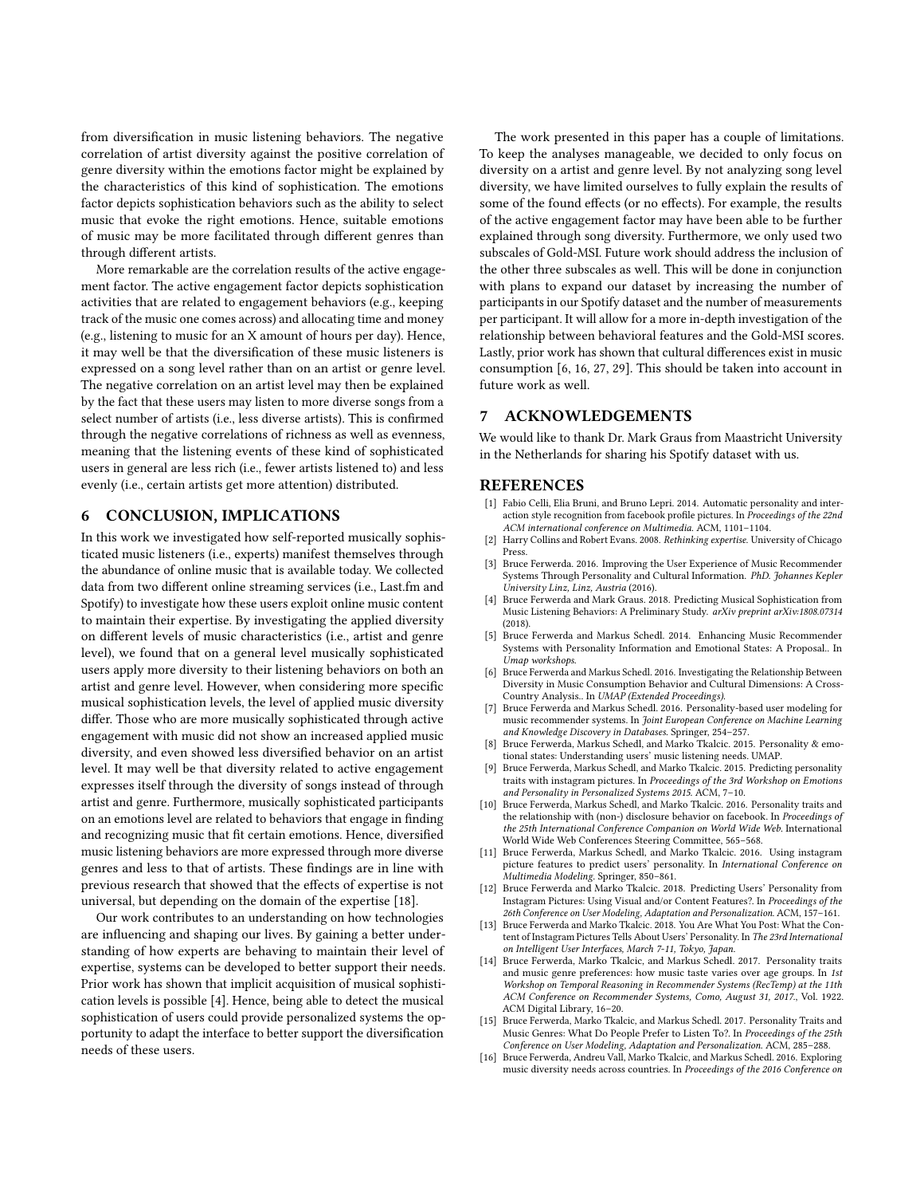from diversification in music listening behaviors. The negative correlation of artist diversity against the positive correlation of genre diversity within the emotions factor might be explained by the characteristics of this kind of sophistication. The emotions factor depicts sophistication behaviors such as the ability to select music that evoke the right emotions. Hence, suitable emotions of music may be more facilitated through different genres than through different artists.

More remarkable are the correlation results of the active engagement factor. The active engagement factor depicts sophistication activities that are related to engagement behaviors (e.g., keeping track of the music one comes across) and allocating time and money (e.g., listening to music for an X amount of hours per day). Hence, it may well be that the diversification of these music listeners is expressed on a song level rather than on an artist or genre level. The negative correlation on an artist level may then be explained by the fact that these users may listen to more diverse songs from a select number of artists (i.e., less diverse artists). This is confirmed through the negative correlations of richness as well as evenness, meaning that the listening events of these kind of sophisticated users in general are less rich (i.e., fewer artists listened to) and less evenly (i.e., certain artists get more attention) distributed.

## 6 CONCLUSION, IMPLICATIONS

In this work we investigated how self-reported musically sophisticated music listeners (i.e., experts) manifest themselves through the abundance of online music that is available today. We collected data from two different online streaming services (i.e., Last.fm and Spotify) to investigate how these users exploit online music content to maintain their expertise. By investigating the applied diversity on different levels of music characteristics (i.e., artist and genre level), we found that on a general level musically sophisticated users apply more diversity to their listening behaviors on both an artist and genre level. However, when considering more specific musical sophistication levels, the level of applied music diversity differ. Those who are more musically sophisticated through active engagement with music did not show an increased applied music diversity, and even showed less diversified behavior on an artist level. It may well be that diversity related to active engagement expresses itself through the diversity of songs instead of through artist and genre. Furthermore, musically sophisticated participants on an emotions level are related to behaviors that engage in finding and recognizing music that fit certain emotions. Hence, diversified music listening behaviors are more expressed through more diverse genres and less to that of artists. These findings are in line with previous research that showed that the effects of expertise is not universal, but depending on the domain of the expertise [18].

Our work contributes to an understanding on how technologies are influencing and shaping our lives. By gaining a better understanding of how experts are behaving to maintain their level of expertise, systems can be developed to better support their needs. Prior work has shown that implicit acquisition of musical sophistication levels is possible [4]. Hence, being able to detect the musical sophistication of users could provide personalized systems the opportunity to adapt the interface to better support the diversification needs of these users.

The work presented in this paper has a couple of limitations. To keep the analyses manageable, we decided to only focus on diversity on a artist and genre level. By not analyzing song level diversity, we have limited ourselves to fully explain the results of some of the found effects (or no effects). For example, the results of the active engagement factor may have been able to be further explained through song diversity. Furthermore, we only used two subscales of Gold-MSI. Future work should address the inclusion of the other three subscales as well. This will be done in conjunction with plans to expand our dataset by increasing the number of participants in our Spotify dataset and the number of measurements per participant. It will allow for a more in-depth investigation of the relationship between behavioral features and the Gold-MSI scores. Lastly, prior work has shown that cultural differences exist in music consumption [6, 16, 27, 29]. This should be taken into account in future work as well.

## 7 ACKNOWLEDGEMENTS

We would like to thank Dr. Mark Graus from Maastricht University in the Netherlands for sharing his Spotify dataset with us.

## REFERENCES

- [1] Fabio Celli, Elia Bruni, and Bruno Lepri. 2014. Automatic personality and interaction style recognition from facebook profile pictures. In *Proceedings of the 22nd ACM international conference on Multimedia*. ACM, 1101–1104.
- [2] Harry Collins and Robert Evans. 2008. *Rethinking expertise*. University of Chicago Press.
- [3] Bruce Ferwerda. 2016. Improving the User Experience of Music Recommender Systems Through Personality and Cultural Information. *PhD. Johannes Kepler University Linz, Linz, Austria* (2016).
- [4] Bruce Ferwerda and Mark Graus. 2018. Predicting Musical Sophistication from Music Listening Behaviors: A Preliminary Study. *arXiv preprint arXiv:1808.07314* (2018).
- [5] Bruce Ferwerda and Markus Schedl. 2014. Enhancing Music Recommender Systems with Personality Information and Emotional States: A Proposal.. In *Umap workshops*.
- [6] Bruce Ferwerda and Markus Schedl. 2016. Investigating the Relationship Between Diversity in Music Consumption Behavior and Cultural Dimensions: A Cross-Country Analysis.. In *UMAP (Extended Proceedings)*.
- [7] Bruce Ferwerda and Markus Schedl. 2016. Personality-based user modeling for music recommender systems. In *Joint European Conference on Machine Learning and Knowledge Discovery in Databases*. Springer, 254–257.
- [8] Bruce Ferwerda, Markus Schedl, and Marko Tkalcic. 2015. Personality & emotional states: Understanding users' music listening needs. UMAP.
- [9] Bruce Ferwerda, Markus Schedl, and Marko Tkalcic. 2015. Predicting personality traits with instagram pictures. In *Proceedings of the 3rd Workshop on Emotions and Personality in Personalized Systems 2015*. ACM, 7–10.
- [10] Bruce Ferwerda, Markus Schedl, and Marko Tkalcic. 2016. Personality traits and the relationship with (non-) disclosure behavior on facebook. In *Proceedings of the 25th International Conference Companion on World Wide Web*. International World Wide Web Conferences Steering Committee, 565–568.
- [11] Bruce Ferwerda, Markus Schedl, and Marko Tkalcic. 2016. Using instagram picture features to predict users' personality. In *International Conference on Multimedia Modeling*. Springer, 850–861.
- [12] Bruce Ferwerda and Marko Tkalcic. 2018. Predicting Users' Personality from Instagram Pictures: Using Visual and/or Content Features?. In *Proceedings of the 26th Conference on User Modeling, Adaptation and Personalization*. ACM, 157–161.
- [13] Bruce Ferwerda and Marko Tkalcic. 2018. You Are What You Post: What the Content of Instagram Pictures Tells About Users' Personality. In *The 23rd International on Intelligent User Interfaces, March 7-11, Tokyo, Japan*.
- [14] Bruce Ferwerda, Marko Tkalcic, and Markus Schedl. 2017. Personality traits and music genre preferences: how music taste varies over age groups. In *1st Workshop on Temporal Reasoning in Recommender Systems (RecTemp) at the 11th ACM Conference on Recommender Systems, Como, August 31, 2017.*, Vol. 1922. ACM Digital Library, 16–20.
- [15] Bruce Ferwerda, Marko Tkalcic, and Markus Schedl. 2017. Personality Traits and Music Genres: What Do People Prefer to Listen To?. In *Proceedings of the 25th Conference on User Modeling, Adaptation and Personalization*. ACM, 285–288.
- [16] Bruce Ferwerda, Andreu Vall, Marko Tkalcic, and Markus Schedl. 2016. Exploring music diversity needs across countries. In *Proceedings of the 2016 Conference on*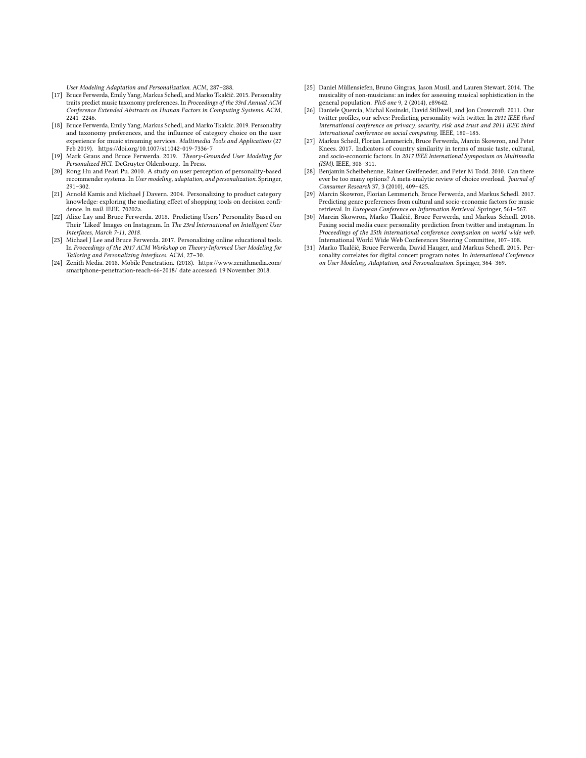*User Modeling Adaptation and Personalization*. ACM, 287–288.

[17] Bruce Ferwerda, Emily Yang, Markus Schedl, and Marko Tkalčič. 2015. Personality traits predict music taxonomy preferences. In *Proceedings of the 33rd Annual ACM Conference Extended Abstracts on Human Factors in Computing Systems*. ACM, 2241–2246.

[18] Bruce Ferwerda, Emily Yang, Markus Schedl, and Marko Tkalcic. 2019. Personality and taxonomy preferences, and the influence of category choice on the user experience for music streaming services. *Multimedia Tools and Applications* (27 Feb 2019). https://doi.org/10.1007/s11042-019-7336-7

[19] Mark Graus and Bruce Ferwerda. 2019. *Theory-Grounded User Modeling for Personalized HCI*. DeGruyter Oldenbourg. In Press.

[20] Rong Hu and Pearl Pu. 2010. A study on user perception of personality-based recommender systems. In *User modeling, adaptation, and personalization*. Springer, 291–302.

[21] Arnold Kamis and Michael J Davern. 2004. Personalizing to product category knowledge: exploring the mediating effect of shopping tools on decision confidence. In *null*. IEEE, 70202a.

[22] Alixe Lay and Bruce Ferwerda. 2018. Predicting Users' Personality Based on Their 'Liked' Images on Instagram. In *The 23rd International on Intelligent User Interfaces, March 7-11, 2018*.

[23] Michael J Lee and Bruce Ferwerda. 2017. Personalizing online educational tools. In *Proceedings of the 2017 ACM Workshop on Theory-Informed User Modeling for Tailoring and Personalizing Interfaces*. ACM, 27–30.

[24] Zenith Media. 2018. Mobile Penetration. (2018). https://www.zenithmedia.com/smartphone-penetration-reach-66-2018/ date accessed: 19 November 2018.

[25] Daniel Müllensiefen, Bruno Gingras, Jason Musil, and Lauren Stewart. 2014. The musicality of non-musicians: an index for assessing musical sophistication in the general population. *PloS one* 9, 2 (2014), e89642.

[26] Daniele Quercia, Michal Kosinski, David Stillwell, and Jon Crowcroft. 2011. Our twitter profiles, our selves: Predicting personality with twitter. In *2011 IEEE third international conference on privacy, security, risk and trust and 2011 IEEE third international conference on social computing*. IEEE, 180–185.

[27] Markus Schedl, Florian Lemmerich, Bruce Ferwerda, Marcin Skowron, and Peter Knees. 2017. Indicators of country similarity in terms of music taste, cultural, and socio-economic factors. In *2017 IEEE International Symposium on Multimedia (ISM)*. IEEE, 308–311.

[28] Benjamin Scheibehenne, Rainer Greifeneder, and Peter M Todd. 2010. Can there ever be too many options? A meta-analytic review of choice overload. *Journal of Consumer Research* 37, 3 (2010), 409–425.

[29] Marcin Skowron, Florian Lemmerich, Bruce Ferwerda, and Markus Schedl. 2017. Predicting genre preferences from cultural and socio-economic factors for music retrieval. In *European Conference on Information Retrieval*. Springer, 561–567.

[30] Marcin Skowron, Marko Tkalčič, Bruce Ferwerda, and Markus Schedl. 2016. Fusing social media cues: personality prediction from twitter and instagram. In *Proceedings of the 25th international conference companion on world wide web*. International World Wide Web Conferences Steering Committee, 107–108.

[31] Marko Tkalčič, Bruce Ferwerda, David Hauger, and Markus Schedl. 2015. Personality correlates for digital concert program notes. In *International Conference on User Modeling, Adaptation, and Personalization*. Springer, 364–369.